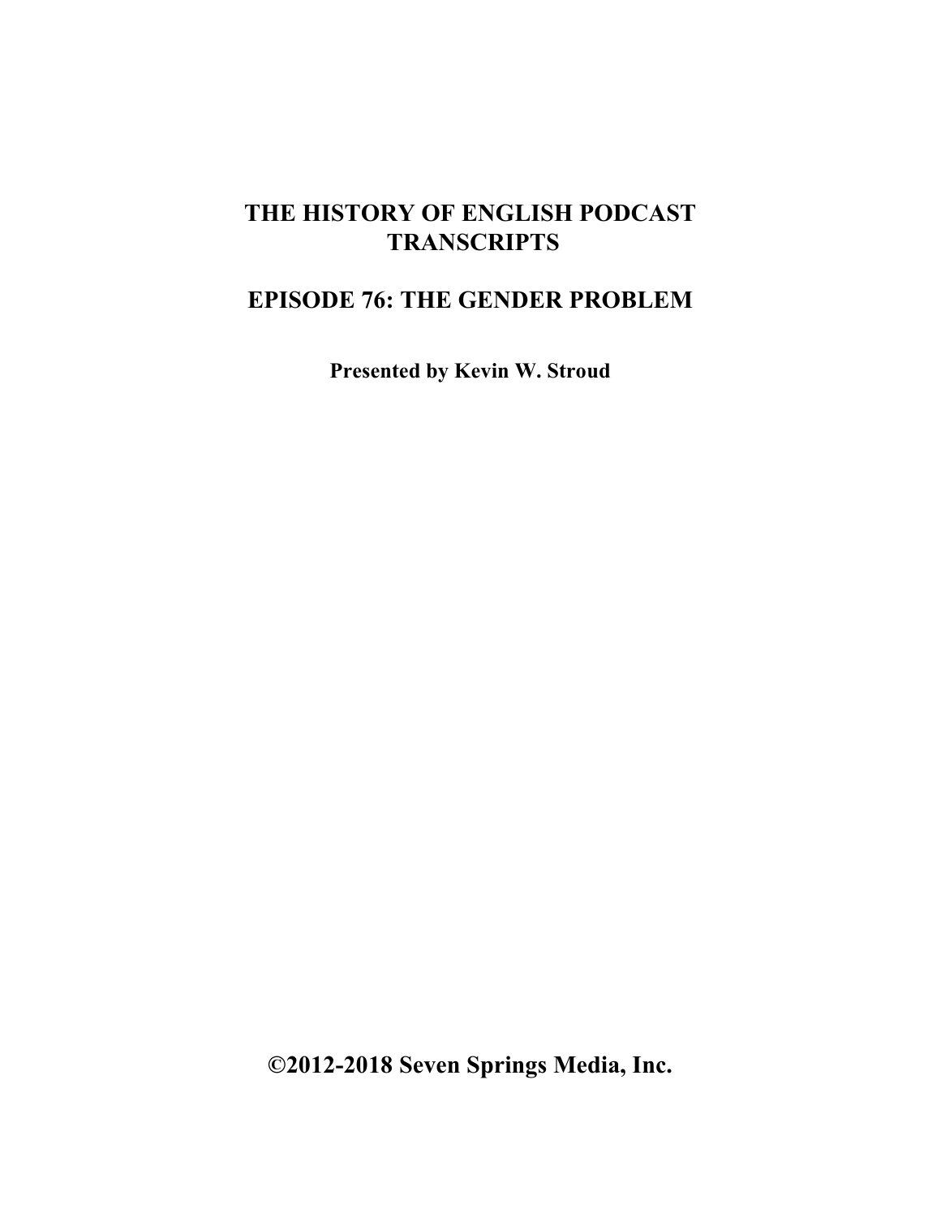# THE HISTORY OF ENGLISH PODCAST TRANSCRIPTS

## EPISODE 76: THE GENDER PROBLEM

**Presented by Kevin W. Stroud**

**©2012-2018 Seven Springs Media, Inc.**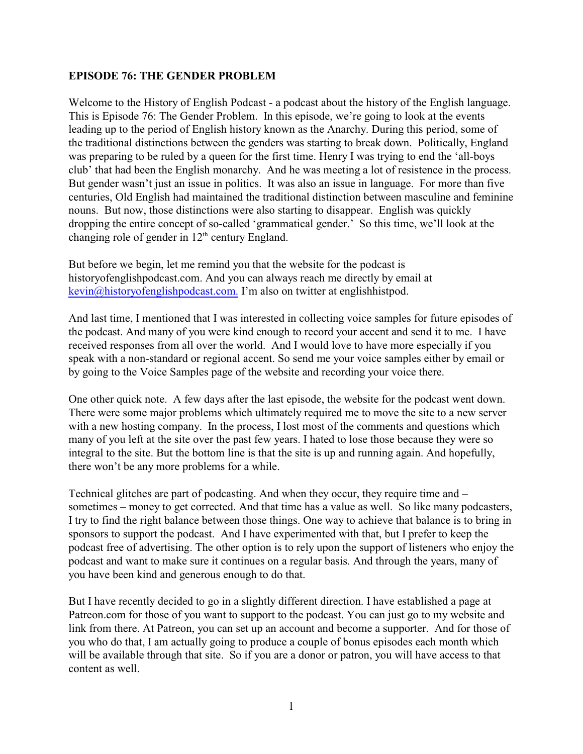**EPISODE 76: THE GENDER PROBLEM**

Welcome to the History of English Podcast - a podcast about the history of the English language. This is Episode 76: The Gender Problem. In this episode, we're going to look at the events leading up to the period of English history known as the Anarchy. During this period, some of the traditional distinctions between the genders was starting to break down. Politically, England was preparing to be ruled by a queen for the first time. Henry I was trying to end the 'all-boys club' that had been the English monarchy. And he was meeting a lot of resistence in the process. But gender wasn't just an issue in politics. It was also an issue in language. For more than five centuries, Old English had maintained the traditional distinction between masculine and feminine nouns. But now, those distinctions were also starting to disappear. English was quickly dropping the entire concept of so-called 'grammatical gender.' So this time, we'll look at the changing role of gender in 12th century England.

But before we begin, let me remind you that the website for the podcast is historyofenglishpodcast.com. And you can always reach me directly by email at kevin@historyofenglishpodcast.com. I'm also on twitter at englishhistpod.

And last time, I mentioned that I was interested in collecting voice samples for future episodes of the podcast. And many of you were kind enough to record your accent and send it to me. I have received responses from all over the world. And I would love to have more especially if you speak with a non-standard or regional accent. So send me your voice samples either by email or by going to the Voice Samples page of the website and recording your voice there.

One other quick note. A few days after the last episode, the website for the podcast went down. There were some major problems which ultimately required me to move the site to a new server with a new hosting company. In the process, I lost most of the comments and questions which many of you left at the site over the past few years. I hated to lose those because they were so integral to the site. But the bottom line is that the site is up and running again. And hopefully, there won't be any more problems for a while.

Technical glitches are part of podcasting. And when they occur, they require time and – sometimes – money to get corrected. And that time has a value as well. So like many podcasters, I try to find the right balance between those things. One way to achieve that balance is to bring in sponsors to support the podcast. And I have experimented with that, but I prefer to keep the podcast free of advertising. The other option is to rely upon the support of listeners who enjoy the podcast and want to make sure it continues on a regular basis. And through the years, many of you have been kind and generous enough to do that.

But I have recently decided to go in a slightly different direction. I have established a page at Patreon.com for those of you want to support to the podcast. You can just go to my website and link from there. At Patreon, you can set up an account and become a supporter. And for those of you who do that, I am actually going to produce a couple of bonus episodes each month which will be available through that site. So if you are a donor or patron, you will have access to that content as well.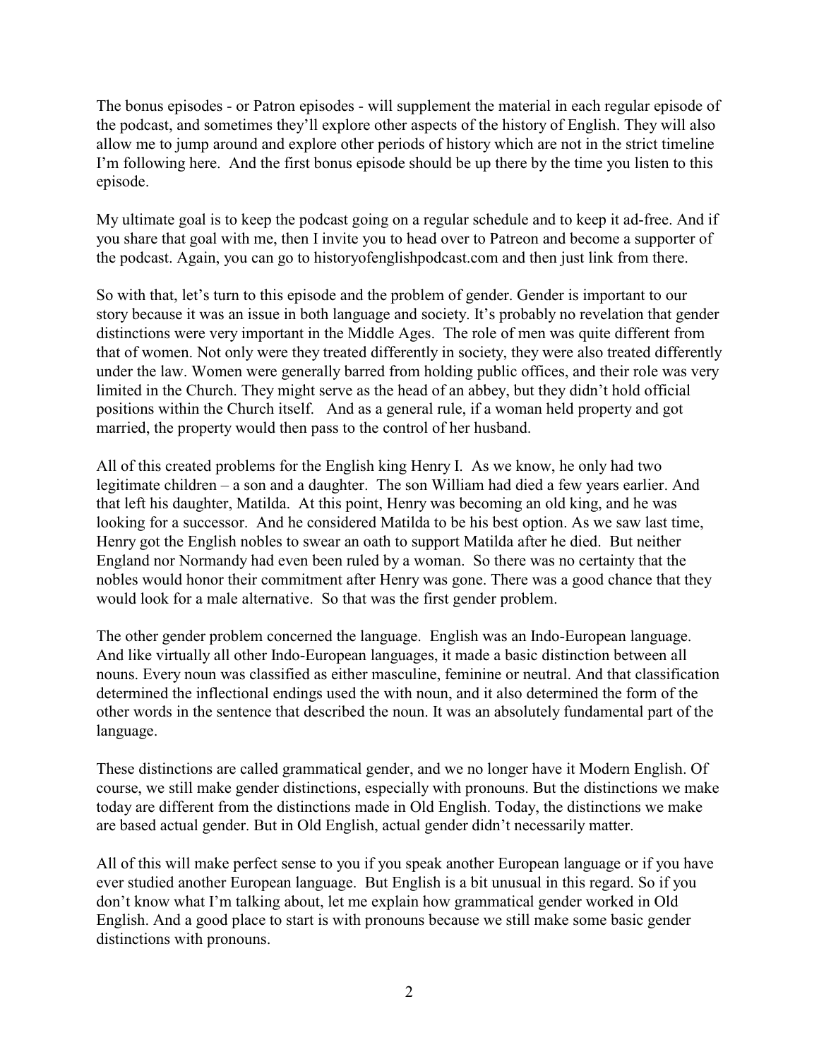The bonus episodes - or Patron episodes - will supplement the material in each regular episode of the podcast, and sometimes they'll explore other aspects of the history of English. They will also allow me to jump around and explore other periods of history which are not in the strict timeline I'm following here. And the first bonus episode should be up there by the time you listen to this episode.

My ultimate goal is to keep the podcast going on a regular schedule and to keep it ad-free. And if you share that goal with me, then I invite you to head over to Patreon and become a supporter of the podcast. Again, you can go to historyofenglishpodcast.com and then just link from there.

So with that, let's turn to this episode and the problem of gender. Gender is important to our story because it was an issue in both language and society. It's probably no revelation that gender distinctions were very important in the Middle Ages. The role of men was quite different from that of women. Not only were they treated differently in society, they were also treated differently under the law. Women were generally barred from holding public offices, and their role was very limited in the Church. They might serve as the head of an abbey, but they didn't hold official positions within the Church itself. And as a general rule, if a woman held property and got married, the property would then pass to the control of her husband.

All of this created problems for the English king Henry I. As we know, he only had two legitimate children – a son and a daughter. The son William had died a few years earlier. And that left his daughter, Matilda. At this point, Henry was becoming an old king, and he was looking for a successor. And he considered Matilda to be his best option. As we saw last time, Henry got the English nobles to swear an oath to support Matilda after he died. But neither England nor Normandy had even been ruled by a woman. So there was no certainty that the nobles would honor their commitment after Henry was gone. There was a good chance that they would look for a male alternative. So that was the first gender problem.

The other gender problem concerned the language. English was an Indo-European language. And like virtually all other Indo-European languages, it made a basic distinction between all nouns. Every noun was classified as either masculine, feminine or neutral. And that classification determined the inflectional endings used the with noun, and it also determined the form of the other words in the sentence that described the noun. It was an absolutely fundamental part of the language.

These distinctions are called grammatical gender, and we no longer have it Modern English. Of course, we still make gender distinctions, especially with pronouns. But the distinctions we make today are different from the distinctions made in Old English. Today, the distinctions we make are based actual gender. But in Old English, actual gender didn't necessarily matter.

All of this will make perfect sense to you if you speak another European language or if you have ever studied another European language. But English is a bit unusual in this regard. So if you don't know what I'm talking about, let me explain how grammatical gender worked in Old English. And a good place to start is with pronouns because we still make some basic gender distinctions with pronouns.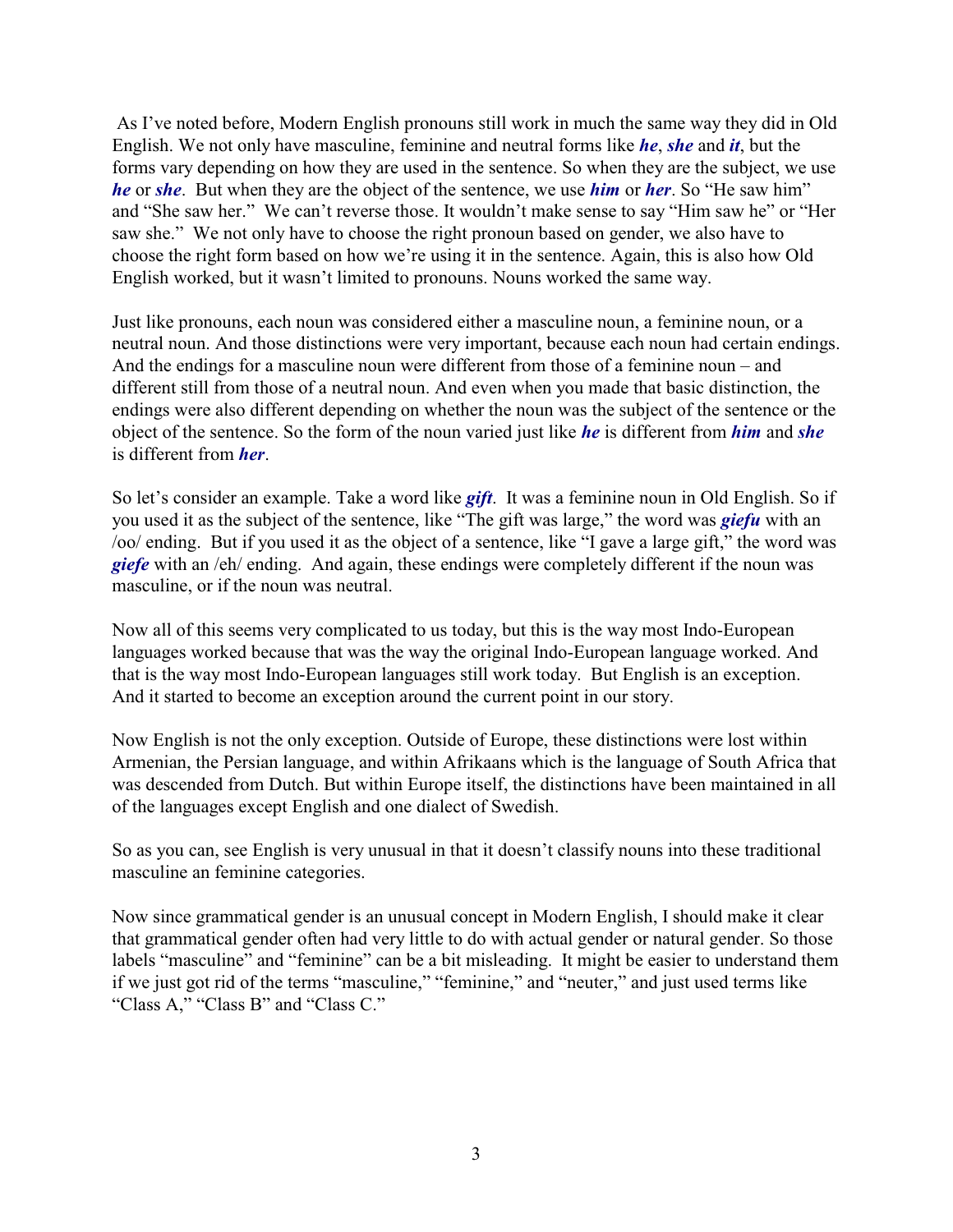As I've noted before, Modern English pronouns still work in much the same way they did in Old English. We not only have masculine, feminine and neutral forms like ***he***, ***she*** and ***it***, but the forms vary depending on how they are used in the sentence. So when they are the subject, we use ***he*** or ***she***. But when they are the object of the sentence, we use ***him*** or ***her***. So "He saw him" and "She saw her." We can't reverse those. It wouldn't make sense to say "Him saw he" or "Her saw she." We not only have to choose the right pronoun based on gender, we also have to choose the right form based on how we're using it in the sentence. Again, this is also how Old English worked, but it wasn't limited to pronouns. Nouns worked the same way.

Just like pronouns, each noun was considered either a masculine noun, a feminine noun, or a neutral noun. And those distinctions were very important, because each noun had certain endings. And the endings for a masculine noun were different from those of a feminine noun – and different still from those of a neutral noun. And even when you made that basic distinction, the endings were also different depending on whether the noun was the subject of the sentence or the object of the sentence. So the form of the noun varied just like ***he*** is different from ***him*** and ***she*** is different from ***her***.

So let's consider an example. Take a word like ***gift***. It was a feminine noun in Old English. So if you used it as the subject of the sentence, like "The gift was large," the word was ***giefu*** with an /oo/ ending. But if you used it as the object of a sentence, like "I gave a large gift," the word was ***giefe*** with an /eh/ ending. And again, these endings were completely different if the noun was masculine, or if the noun was neutral.

Now all of this seems very complicated to us today, but this is the way most Indo-European languages worked because that was the way the original Indo-European language worked. And that is the way most Indo-European languages still work today. But English is an exception. And it started to become an exception around the current point in our story.

Now English is not the only exception. Outside of Europe, these distinctions were lost within Armenian, the Persian language, and within Afrikaans which is the language of South Africa that was descended from Dutch. But within Europe itself, the distinctions have been maintained in all of the languages except English and one dialect of Swedish.

So as you can, see English is very unusual in that it doesn't classify nouns into these traditional masculine an feminine categories.

Now since grammatical gender is an unusual concept in Modern English, I should make it clear that grammatical gender often had very little to do with actual gender or natural gender. So those labels "masculine" and "feminine" can be a bit misleading. It might be easier to understand them if we just got rid of the terms "masculine," "feminine," and "neuter," and just used terms like "Class A," "Class B" and "Class C."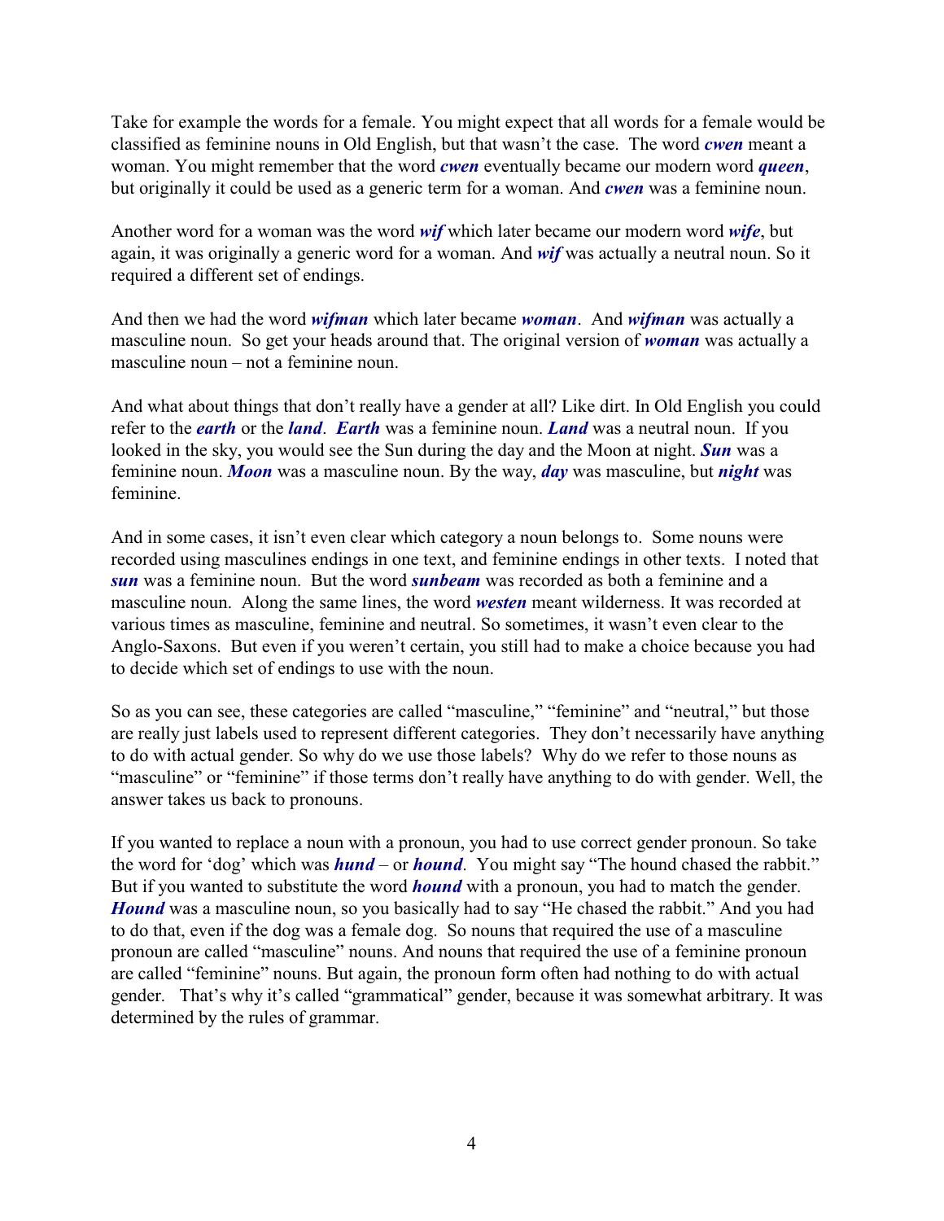Take for example the words for a female. You might expect that all words for a female would be classified as feminine nouns in Old English, but that wasn't the case. The word ***cwen*** meant a woman. You might remember that the word ***cwen*** eventually became our modern word ***queen***, but originally it could be used as a generic term for a woman. And ***cwen*** was a feminine noun.

Another word for a woman was the word ***wif*** which later became our modern word ***wife***, but again, it was originally a generic word for a woman. And ***wif*** was actually a neutral noun. So it required a different set of endings.

And then we had the word ***wifman*** which later became ***woman***. And ***wifman*** was actually a masculine noun. So get your heads around that. The original version of ***woman*** was actually a masculine noun – not a feminine noun.

And what about things that don't really have a gender at all? Like dirt. In Old English you could refer to the ***earth*** or the ***land***. ***Earth*** was a feminine noun. ***Land*** was a neutral noun. If you looked in the sky, you would see the Sun during the day and the Moon at night. ***Sun*** was a feminine noun. ***Moon*** was a masculine noun. By the way, ***day*** was masculine, but ***night*** was feminine.

And in some cases, it isn't even clear which category a noun belongs to. Some nouns were recorded using masculines endings in one text, and feminine endings in other texts. I noted that ***sun*** was a feminine noun. But the word ***sunbeam*** was recorded as both a feminine and a masculine noun. Along the same lines, the word ***westen*** meant wilderness. It was recorded at various times as masculine, feminine and neutral. So sometimes, it wasn't even clear to the Anglo-Saxons. But even if you weren't certain, you still had to make a choice because you had to decide which set of endings to use with the noun.

So as you can see, these categories are called "masculine," "feminine" and "neutral," but those are really just labels used to represent different categories. They don't necessarily have anything to do with actual gender. So why do we use those labels? Why do we refer to those nouns as "masculine" or "feminine" if those terms don't really have anything to do with gender. Well, the answer takes us back to pronouns.

If you wanted to replace a noun with a pronoun, you had to use correct gender pronoun. So take the word for 'dog' which was ***hund*** – or ***hound***. You might say "The hound chased the rabbit." But if you wanted to substitute the word ***hound*** with a pronoun, you had to match the gender. ***Hound*** was a masculine noun, so you basically had to say "He chased the rabbit." And you had to do that, even if the dog was a female dog. So nouns that required the use of a masculine pronoun are called "masculine" nouns. And nouns that required the use of a feminine pronoun are called "feminine" nouns. But again, the pronoun form often had nothing to do with actual gender. That's why it's called "grammatical" gender, because it was somewhat arbitrary. It was determined by the rules of grammar.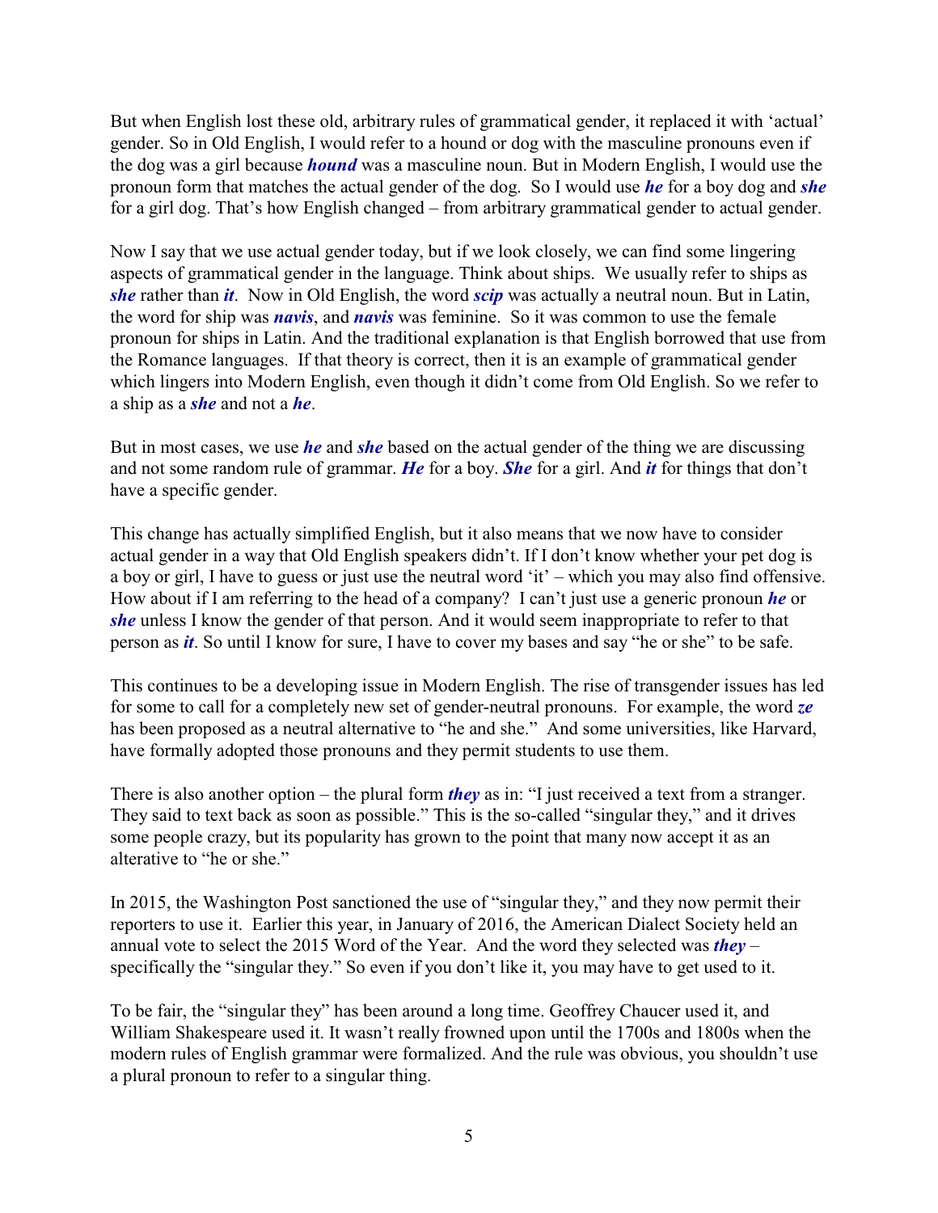But when English lost these old, arbitrary rules of grammatical gender, it replaced it with 'actual' gender. So in Old English, I would refer to a hound or dog with the masculine pronouns even if the dog was a girl because ***hound*** was a masculine noun. But in Modern English, I would use the pronoun form that matches the actual gender of the dog. So I would use ***he*** for a boy dog and ***she*** for a girl dog. That's how English changed – from arbitrary grammatical gender to actual gender.

Now I say that we use actual gender today, but if we look closely, we can find some lingering aspects of grammatical gender in the language. Think about ships. We usually refer to ships as ***she*** rather than ***it***. Now in Old English, the word ***scip*** was actually a neutral noun. But in Latin, the word for ship was ***navis***, and ***navis*** was feminine. So it was common to use the female pronoun for ships in Latin. And the traditional explanation is that English borrowed that use from the Romance languages. If that theory is correct, then it is an example of grammatical gender which lingers into Modern English, even though it didn't come from Old English. So we refer to a ship as a ***she*** and not a ***he***.

But in most cases, we use ***he*** and ***she*** based on the actual gender of the thing we are discussing and not some random rule of grammar. ***He*** for a boy. ***She*** for a girl. And ***it*** for things that don't have a specific gender.

This change has actually simplified English, but it also means that we now have to consider actual gender in a way that Old English speakers didn't. If I don't know whether your pet dog is a boy or girl, I have to guess or just use the neutral word 'it' – which you may also find offensive. How about if I am referring to the head of a company? I can't just use a generic pronoun ***he*** or ***she*** unless I know the gender of that person. And it would seem inappropriate to refer to that person as ***it***. So until I know for sure, I have to cover my bases and say "he or she" to be safe.

This continues to be a developing issue in Modern English. The rise of transgender issues has led for some to call for a completely new set of gender-neutral pronouns. For example, the word ***ze*** has been proposed as a neutral alternative to "he and she." And some universities, like Harvard, have formally adopted those pronouns and they permit students to use them.

There is also another option – the plural form ***they*** as in: "I just received a text from a stranger. They said to text back as soon as possible." This is the so-called "singular they," and it drives some people crazy, but its popularity has grown to the point that many now accept it as an alterative to "he or she."

In 2015, the Washington Post sanctioned the use of "singular they," and they now permit their reporters to use it. Earlier this year, in January of 2016, the American Dialect Society held an annual vote to select the 2015 Word of the Year. And the word they selected was ***they*** – specifically the "singular they." So even if you don't like it, you may have to get used to it.

To be fair, the "singular they" has been around a long time. Geoffrey Chaucer used it, and William Shakespeare used it. It wasn't really frowned upon until the 1700s and 1800s when the modern rules of English grammar were formalized. And the rule was obvious, you shouldn't use a plural pronoun to refer to a singular thing.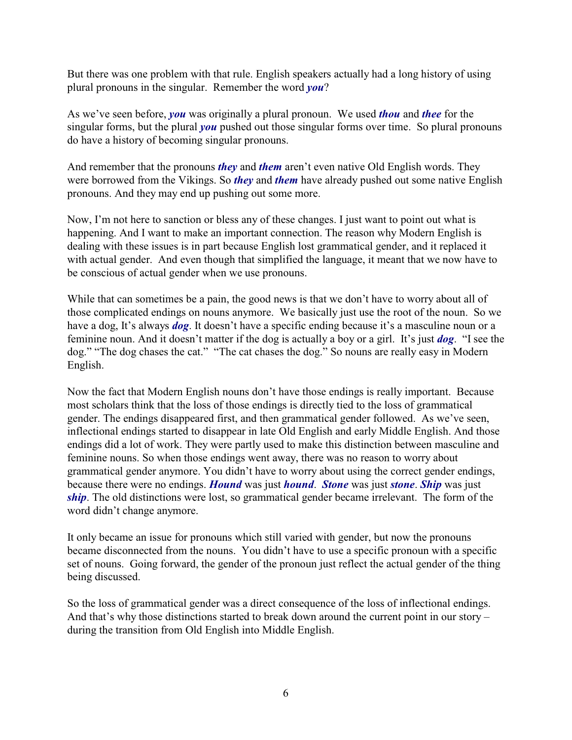But there was one problem with that rule. English speakers actually had a long history of using plural pronouns in the singular. Remember the word ***you***?

As we've seen before, ***you*** was originally a plural pronoun. We used ***thou*** and ***thee*** for the singular forms, but the plural ***you*** pushed out those singular forms over time. So plural pronouns do have a history of becoming singular pronouns.

And remember that the pronouns ***they*** and ***them*** aren't even native Old English words. They were borrowed from the Vikings. So ***they*** and ***them*** have already pushed out some native English pronouns. And they may end up pushing out some more.

Now, I'm not here to sanction or bless any of these changes. I just want to point out what is happening. And I want to make an important connection. The reason why Modern English is dealing with these issues is in part because English lost grammatical gender, and it replaced it with actual gender. And even though that simplified the language, it meant that we now have to be conscious of actual gender when we use pronouns.

While that can sometimes be a pain, the good news is that we don't have to worry about all of those complicated endings on nouns anymore. We basically just use the root of the noun. So we have a dog, It's always ***dog***. It doesn't have a specific ending because it's a masculine noun or a feminine noun. And it doesn't matter if the dog is actually a boy or a girl. It's just ***dog***. "I see the dog." "The dog chases the cat." "The cat chases the dog." So nouns are really easy in Modern English.

Now the fact that Modern English nouns don't have those endings is really important. Because most scholars think that the loss of those endings is directly tied to the loss of grammatical gender. The endings disappeared first, and then grammatical gender followed. As we've seen, inflectional endings started to disappear in late Old English and early Middle English. And those endings did a lot of work. They were partly used to make this distinction between masculine and feminine nouns. So when those endings went away, there was no reason to worry about grammatical gender anymore. You didn't have to worry about using the correct gender endings, because there were no endings. ***Hound*** was just ***hound***. ***Stone*** was just ***stone***. ***Ship*** was just ***ship***. The old distinctions were lost, so grammatical gender became irrelevant. The form of the word didn't change anymore.

It only became an issue for pronouns which still varied with gender, but now the pronouns became disconnected from the nouns. You didn't have to use a specific pronoun with a specific set of nouns. Going forward, the gender of the pronoun just reflect the actual gender of the thing being discussed.

So the loss of grammatical gender was a direct consequence of the loss of inflectional endings. And that's why those distinctions started to break down around the current point in our story – during the transition from Old English into Middle English.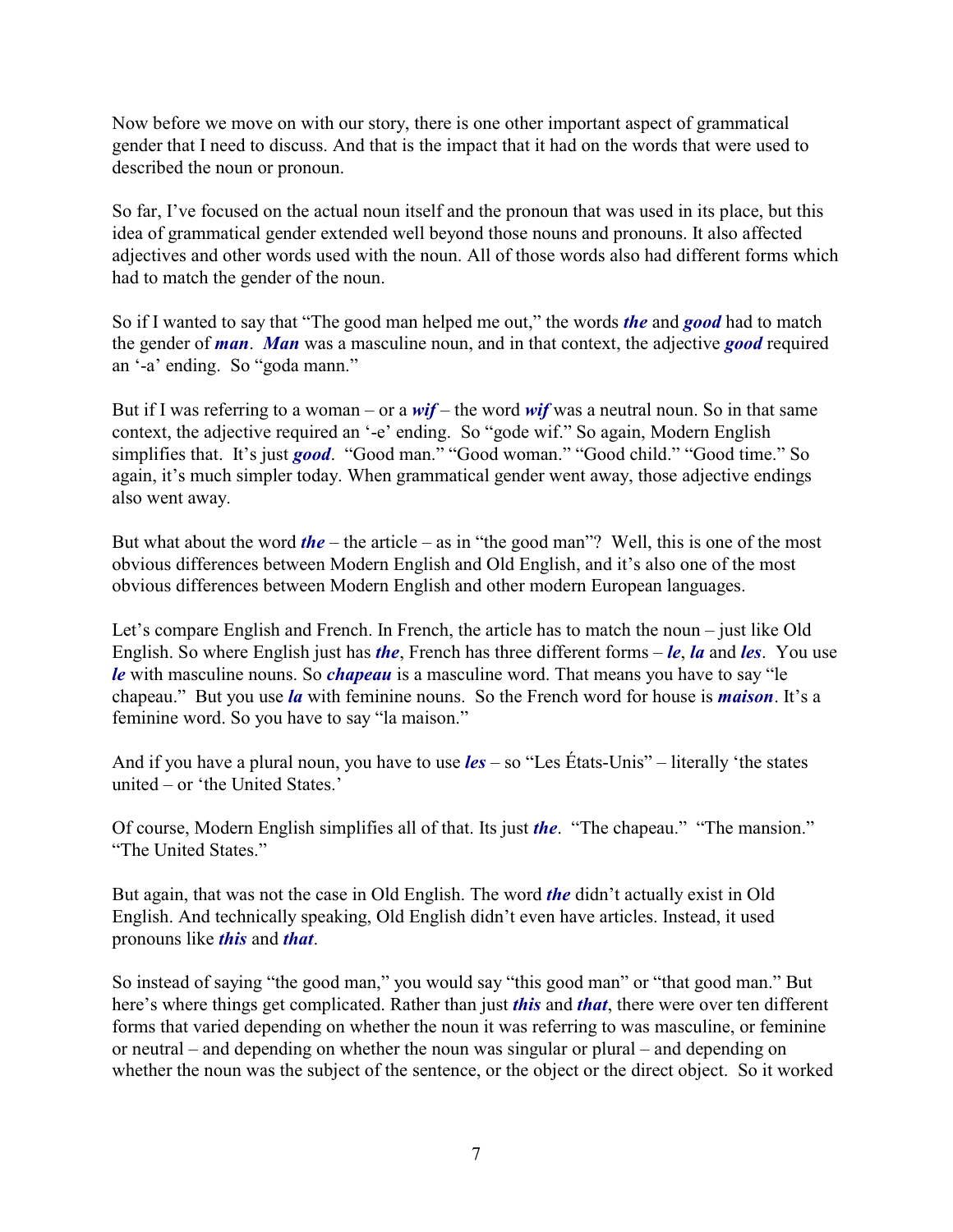Now before we move on with our story, there is one other important aspect of grammatical gender that I need to discuss. And that is the impact that it had on the words that were used to described the noun or pronoun.

So far, I've focused on the actual noun itself and the pronoun that was used in its place, but this idea of grammatical gender extended well beyond those nouns and pronouns. It also affected adjectives and other words used with the noun. All of those words also had different forms which had to match the gender of the noun.

So if I wanted to say that "The good man helped me out," the words ***the*** and ***good*** had to match the gender of ***man***. ***Man*** was a masculine noun, and in that context, the adjective ***good*** required an '-a' ending. So "goda mann."

But if I was referring to a woman – or a ***wif*** – the word ***wif*** was a neutral noun. So in that same context, the adjective required an '-e' ending. So "gode wif." So again, Modern English simplifies that. It's just ***good***. "Good man." "Good woman." "Good child." "Good time." So again, it's much simpler today. When grammatical gender went away, those adjective endings also went away.

But what about the word ***the*** – the article – as in "the good man"? Well, this is one of the most obvious differences between Modern English and Old English, and it's also one of the most obvious differences between Modern English and other modern European languages.

Let's compare English and French. In French, the article has to match the noun – just like Old English. So where English just has ***the***, French has three different forms – ***le***, ***la*** and ***les***. You use ***le*** with masculine nouns. So ***chapeau*** is a masculine word. That means you have to say "le chapeau." But you use ***la*** with feminine nouns. So the French word for house is ***maison***. It's a feminine word. So you have to say "la maison."

And if you have a plural noun, you have to use ***les*** – so "Les États-Unis" – literally 'the states united – or 'the United States.'

Of course, Modern English simplifies all of that. Its just ***the***. "The chapeau." "The mansion." "The United States."

But again, that was not the case in Old English. The word ***the*** didn't actually exist in Old English. And technically speaking, Old English didn't even have articles. Instead, it used pronouns like ***this*** and ***that***.

So instead of saying "the good man," you would say "this good man" or "that good man." But here's where things get complicated. Rather than just ***this*** and ***that***, there were over ten different forms that varied depending on whether the noun it was referring to was masculine, or feminine or neutral – and depending on whether the noun was singular or plural – and depending on whether the noun was the subject of the sentence, or the object or the direct object. So it worked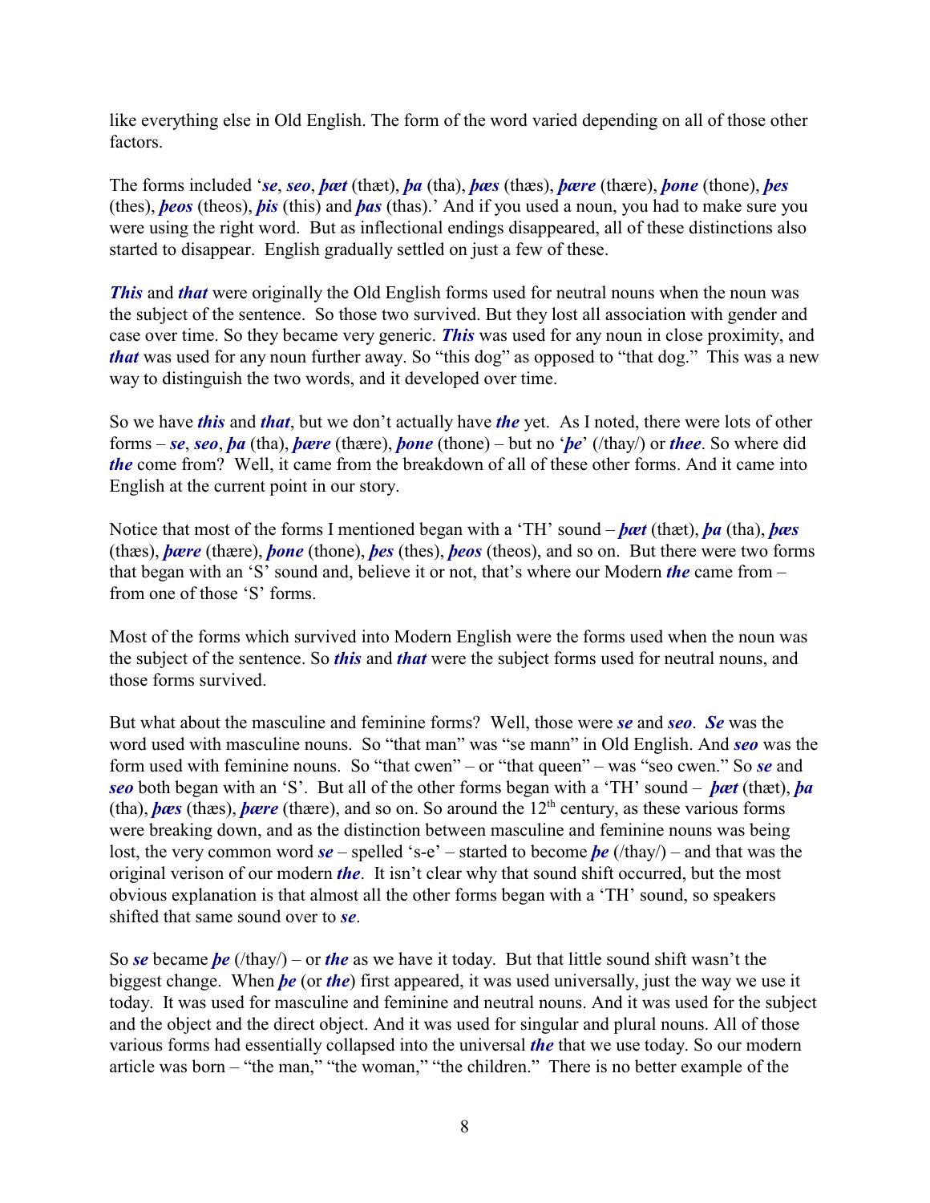like everything else in Old English. The form of the word varied depending on all of those other factors.

The forms included '***se***, ***seo***, ***þæt*** (thæt), ***þa*** (tha), ***þæs*** (thæs), ***þære*** (thære), ***þone*** (thone), ***þes*** (thes), ***þeos*** (theos), ***þis*** (this) and ***þas*** (thas).' And if you used a noun, you had to make sure you were using the right word. But as inflectional endings disappeared, all of these distinctions also started to disappear. English gradually settled on just a few of these.

***This*** and ***that*** were originally the Old English forms used for neutral nouns when the noun was the subject of the sentence. So those two survived. But they lost all association with gender and case over time. So they became very generic. ***This*** was used for any noun in close proximity, and ***that*** was used for any noun further away. So "this dog" as opposed to "that dog." This was a new way to distinguish the two words, and it developed over time.

So we have ***this*** and ***that***, but we don't actually have ***the*** yet. As I noted, there were lots of other forms – ***se***, ***seo***, ***þa*** (tha), ***þære*** (thære), ***þone*** (thone) – but no '***þe***' (/thay/) or ***thee***. So where did ***the*** come from? Well, it came from the breakdown of all of these other forms. And it came into English at the current point in our story.

Notice that most of the forms I mentioned began with a 'TH' sound – ***þæt*** (thæt), ***þa*** (tha), ***þæs*** (thæs), ***þære*** (thære), ***þone*** (thone), ***þes*** (thes), ***þeos*** (theos), and so on. But there were two forms that began with an 'S' sound and, believe it or not, that's where our Modern ***the*** came from – from one of those 'S' forms.

Most of the forms which survived into Modern English were the forms used when the noun was the subject of the sentence. So ***this*** and ***that*** were the subject forms used for neutral nouns, and those forms survived.

But what about the masculine and feminine forms? Well, those were ***se*** and ***seo***. ***Se*** was the word used with masculine nouns. So "that man" was "se mann" in Old English. And ***seo*** was the form used with feminine nouns. So "that cwen" – or "that queen" – was "seo cwen." So ***se*** and ***seo*** both began with an 'S'. But all of the other forms began with a 'TH' sound – ***þæt*** (thæt), ***þa*** (tha), ***þæs*** (thæs), ***þære*** (thære), and so on. So around the 12th century, as these various forms were breaking down, and as the distinction between masculine and feminine nouns was being lost, the very common word ***se*** – spelled 's-e' – started to become ***þe*** (/thay/) – and that was the original verison of our modern ***the***. It isn't clear why that sound shift occurred, but the most obvious explanation is that almost all the other forms began with a 'TH' sound, so speakers shifted that same sound over to ***se***.

So ***se*** became ***þe*** (/thay/) – or ***the*** as we have it today. But that little sound shift wasn't the biggest change. When ***þe*** (or ***the***) first appeared, it was used universally, just the way we use it today. It was used for masculine and feminine and neutral nouns. And it was used for the subject and the object and the direct object. And it was used for singular and plural nouns. All of those various forms had essentially collapsed into the universal ***the*** that we use today. So our modern article was born – "the man," "the woman," "the children." There is no better example of the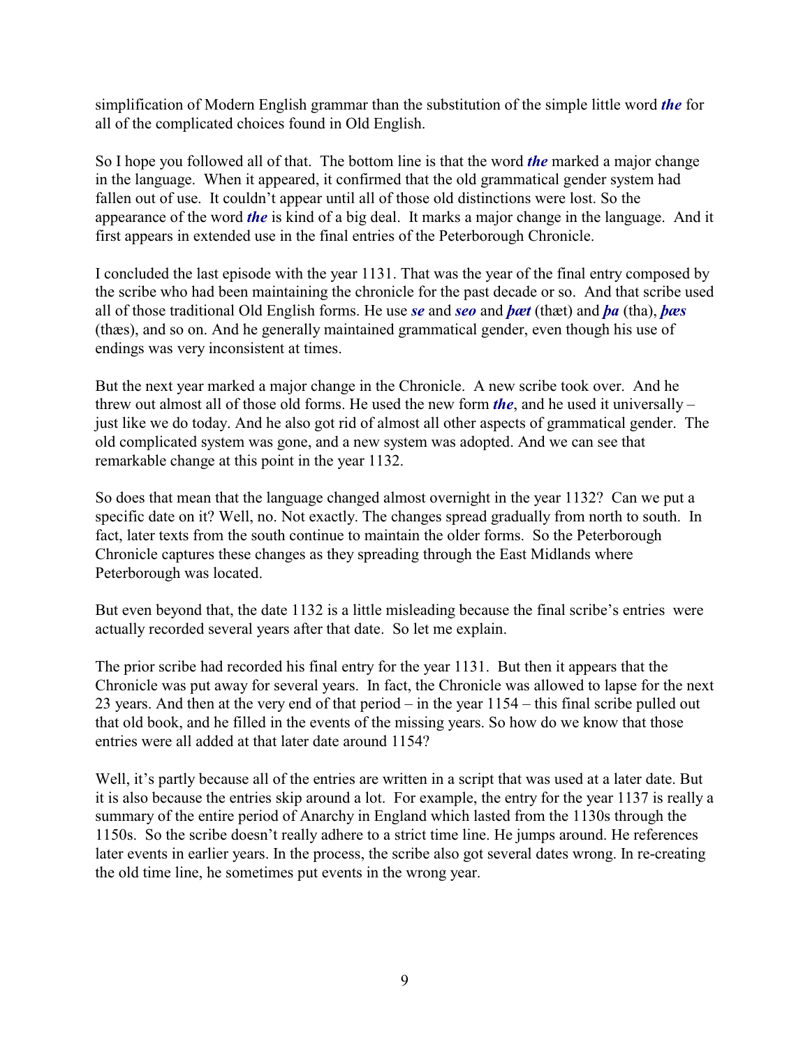simplification of Modern English grammar than the substitution of the simple little word ***the*** for all of the complicated choices found in Old English.

So I hope you followed all of that. The bottom line is that the word ***the*** marked a major change in the language. When it appeared, it confirmed that the old grammatical gender system had fallen out of use. It couldn't appear until all of those old distinctions were lost. So the appearance of the word ***the*** is kind of a big deal. It marks a major change in the language. And it first appears in extended use in the final entries of the Peterborough Chronicle.

I concluded the last episode with the year 1131. That was the year of the final entry composed by the scribe who had been maintaining the chronicle for the past decade or so. And that scribe used all of those traditional Old English forms. He use ***se*** and ***seo*** and ***þæt*** (thæt) and ***þa*** (tha), ***þæs*** (thæs), and so on. And he generally maintained grammatical gender, even though his use of endings was very inconsistent at times.

But the next year marked a major change in the Chronicle. A new scribe took over. And he threw out almost all of those old forms. He used the new form ***the***, and he used it universally – just like we do today. And he also got rid of almost all other aspects of grammatical gender. The old complicated system was gone, and a new system was adopted. And we can see that remarkable change at this point in the year 1132.

So does that mean that the language changed almost overnight in the year 1132? Can we put a specific date on it? Well, no. Not exactly. The changes spread gradually from north to south. In fact, later texts from the south continue to maintain the older forms. So the Peterborough Chronicle captures these changes as they spreading through the East Midlands where Peterborough was located.

But even beyond that, the date 1132 is a little misleading because the final scribe's entries were actually recorded several years after that date. So let me explain.

The prior scribe had recorded his final entry for the year 1131. But then it appears that the Chronicle was put away for several years. In fact, the Chronicle was allowed to lapse for the next 23 years. And then at the very end of that period – in the year 1154 – this final scribe pulled out that old book, and he filled in the events of the missing years. So how do we know that those entries were all added at that later date around 1154?

Well, it's partly because all of the entries are written in a script that was used at a later date. But it is also because the entries skip around a lot. For example, the entry for the year 1137 is really a summary of the entire period of Anarchy in England which lasted from the 1130s through the 1150s. So the scribe doesn't really adhere to a strict time line. He jumps around. He references later events in earlier years. In the process, the scribe also got several dates wrong. In re-creating the old time line, he sometimes put events in the wrong year.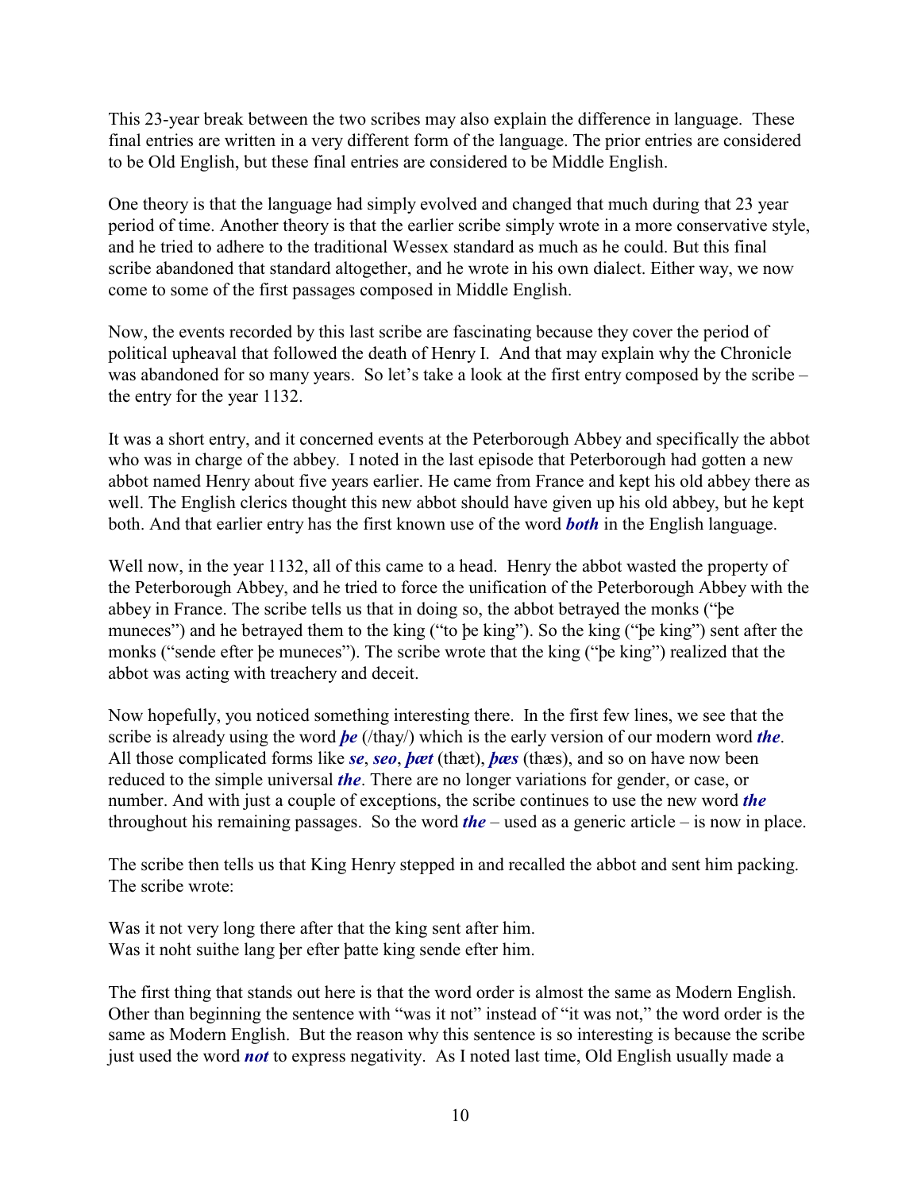This 23-year break between the two scribes may also explain the difference in language. These final entries are written in a very different form of the language. The prior entries are considered to be Old English, but these final entries are considered to be Middle English.

One theory is that the language had simply evolved and changed that much during that 23 year period of time. Another theory is that the earlier scribe simply wrote in a more conservative style, and he tried to adhere to the traditional Wessex standard as much as he could. But this final scribe abandoned that standard altogether, and he wrote in his own dialect. Either way, we now come to some of the first passages composed in Middle English.

Now, the events recorded by this last scribe are fascinating because they cover the period of political upheaval that followed the death of Henry I. And that may explain why the Chronicle was abandoned for so many years. So let's take a look at the first entry composed by the scribe – the entry for the year 1132.

It was a short entry, and it concerned events at the Peterborough Abbey and specifically the abbot who was in charge of the abbey. I noted in the last episode that Peterborough had gotten a new abbot named Henry about five years earlier. He came from France and kept his old abbey there as well. The English clerics thought this new abbot should have given up his old abbey, but he kept both. And that earlier entry has the first known use of the word ***both*** in the English language.

Well now, in the year 1132, all of this came to a head. Henry the abbot wasted the property of the Peterborough Abbey, and he tried to force the unification of the Peterborough Abbey with the abbey in France. The scribe tells us that in doing so, the abbot betrayed the monks ("þe muneces") and he betrayed them to the king ("to þe king"). So the king ("þe king") sent after the monks ("sende efter þe muneces"). The scribe wrote that the king ("þe king") realized that the abbot was acting with treachery and deceit.

Now hopefully, you noticed something interesting there. In the first few lines, we see that the scribe is already using the word ***þe*** (/thay/) which is the early version of our modern word ***the***. All those complicated forms like ***se***, ***seo***, ***þæt*** (thæt), ***þæs*** (thæs), and so on have now been reduced to the simple universal ***the***. There are no longer variations for gender, or case, or number. And with just a couple of exceptions, the scribe continues to use the new word ***the*** throughout his remaining passages. So the word ***the*** – used as a generic article – is now in place.

The scribe then tells us that King Henry stepped in and recalled the abbot and sent him packing. The scribe wrote:

Was it not very long there after that the king sent after him.
Was it noht suithe lang þer efter þatte king sende efter him.

The first thing that stands out here is that the word order is almost the same as Modern English. Other than beginning the sentence with "was it not" instead of "it was not," the word order is the same as Modern English. But the reason why this sentence is so interesting is because the scribe just used the word ***not*** to express negativity. As I noted last time, Old English usually made a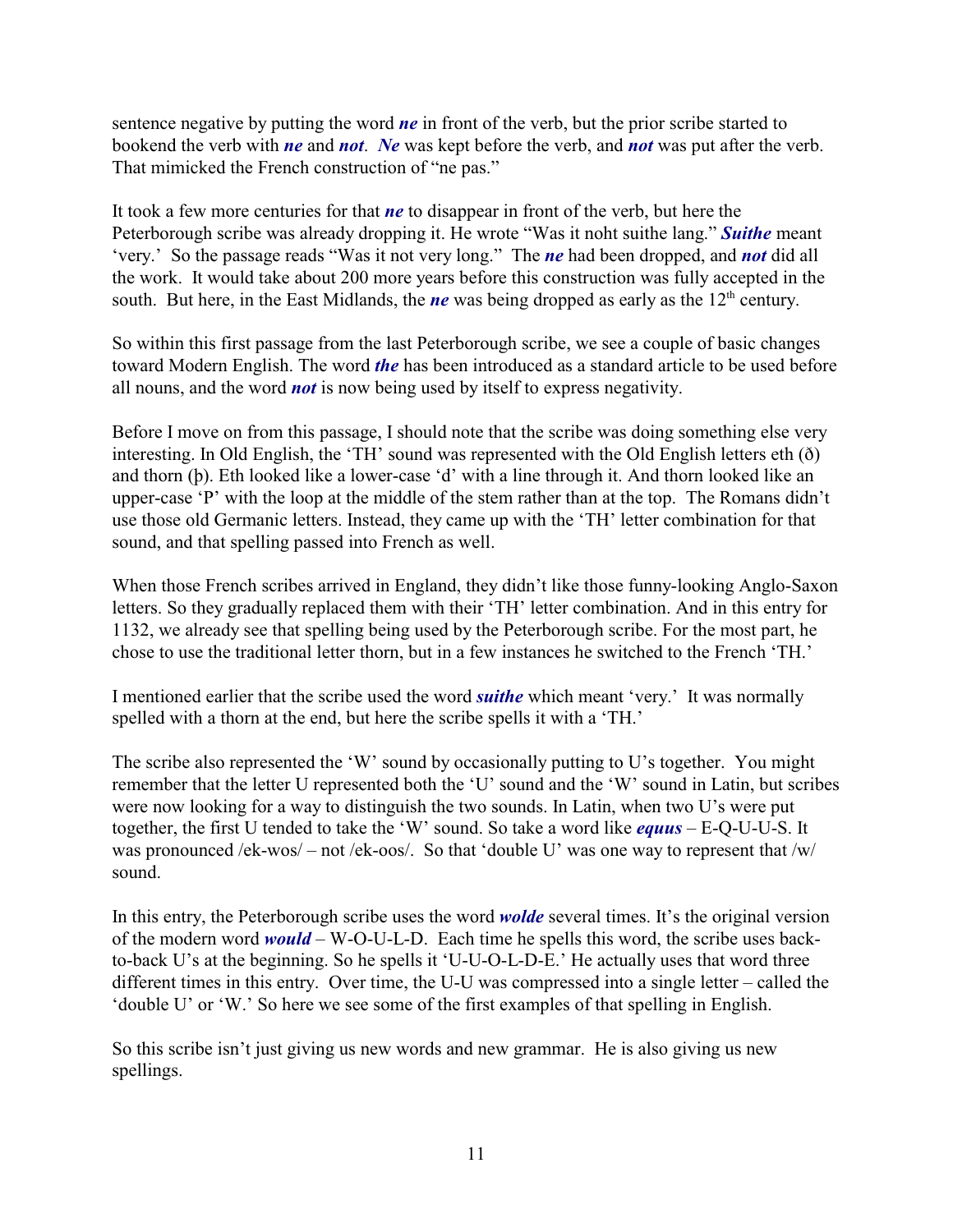sentence negative by putting the word ***ne*** in front of the verb, but the prior scribe started to bookend the verb with ***ne*** and ***not***. ***Ne*** was kept before the verb, and ***not*** was put after the verb. That mimicked the French construction of "ne pas."

It took a few more centuries for that ***ne*** to disappear in front of the verb, but here the Peterborough scribe was already dropping it. He wrote "Was it noht suithe lang." ***Suithe*** meant 'very.' So the passage reads "Was it not very long." The ***ne*** had been dropped, and ***not*** did all the work. It would take about 200 more years before this construction was fully accepted in the south. But here, in the East Midlands, the ***ne*** was being dropped as early as the 12th century.

So within this first passage from the last Peterborough scribe, we see a couple of basic changes toward Modern English. The word ***the*** has been introduced as a standard article to be used before all nouns, and the word ***not*** is now being used by itself to express negativity.

Before I move on from this passage, I should note that the scribe was doing something else very interesting. In Old English, the 'TH' sound was represented with the Old English letters eth (ð) and thorn (þ). Eth looked like a lower-case 'd' with a line through it. And thorn looked like an upper-case 'P' with the loop at the middle of the stem rather than at the top. The Romans didn't use those old Germanic letters. Instead, they came up with the 'TH' letter combination for that sound, and that spelling passed into French as well.

When those French scribes arrived in England, they didn't like those funny-looking Anglo-Saxon letters. So they gradually replaced them with their 'TH' letter combination. And in this entry for 1132, we already see that spelling being used by the Peterborough scribe. For the most part, he chose to use the traditional letter thorn, but in a few instances he switched to the French 'TH.'

I mentioned earlier that the scribe used the word ***suithe*** which meant 'very.' It was normally spelled with a thorn at the end, but here the scribe spells it with a 'TH.'

The scribe also represented the 'W' sound by occasionally putting to U's together. You might remember that the letter U represented both the 'U' sound and the 'W' sound in Latin, but scribes were now looking for a way to distinguish the two sounds. In Latin, when two U's were put together, the first U tended to take the 'W' sound. So take a word like ***equus*** – E-Q-U-U-S. It was pronounced /ek-wos/ – not /ek-oos/. So that 'double U' was one way to represent that /w/ sound.

In this entry, the Peterborough scribe uses the word ***wolde*** several times. It's the original version of the modern word ***would*** – W-O-U-L-D. Each time he spells this word, the scribe uses back-to-back U's at the beginning. So he spells it 'U-U-O-L-D-E.' He actually uses that word three different times in this entry. Over time, the U-U was compressed into a single letter – called the 'double U' or 'W.' So here we see some of the first examples of that spelling in English.

So this scribe isn't just giving us new words and new grammar. He is also giving us new spellings.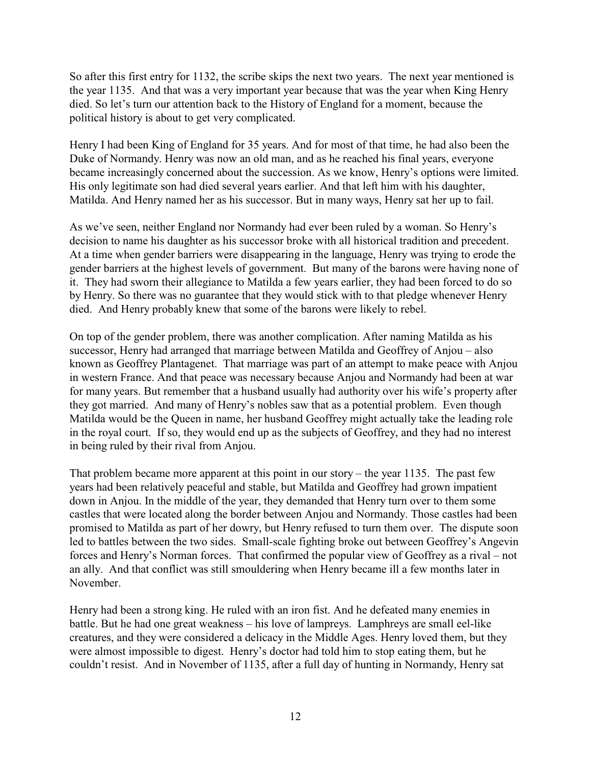So after this first entry for 1132, the scribe skips the next two years. The next year mentioned is the year 1135. And that was a very important year because that was the year when King Henry died. So let's turn our attention back to the History of England for a moment, because the political history is about to get very complicated.

Henry I had been King of England for 35 years. And for most of that time, he had also been the Duke of Normandy. Henry was now an old man, and as he reached his final years, everyone became increasingly concerned about the succession. As we know, Henry's options were limited. His only legitimate son had died several years earlier. And that left him with his daughter, Matilda. And Henry named her as his successor. But in many ways, Henry sat her up to fail.

As we've seen, neither England nor Normandy had ever been ruled by a woman. So Henry's decision to name his daughter as his successor broke with all historical tradition and precedent. At a time when gender barriers were disappearing in the language, Henry was trying to erode the gender barriers at the highest levels of government. But many of the barons were having none of it. They had sworn their allegiance to Matilda a few years earlier, they had been forced to do so by Henry. So there was no guarantee that they would stick with to that pledge whenever Henry died. And Henry probably knew that some of the barons were likely to rebel.

On top of the gender problem, there was another complication. After naming Matilda as his successor, Henry had arranged that marriage between Matilda and Geoffrey of Anjou – also known as Geoffrey Plantagenet. That marriage was part of an attempt to make peace with Anjou in western France. And that peace was necessary because Anjou and Normandy had been at war for many years. But remember that a husband usually had authority over his wife's property after they got married. And many of Henry's nobles saw that as a potential problem. Even though Matilda would be the Queen in name, her husband Geoffrey might actually take the leading role in the royal court. If so, they would end up as the subjects of Geoffrey, and they had no interest in being ruled by their rival from Anjou.

That problem became more apparent at this point in our story – the year 1135. The past few years had been relatively peaceful and stable, but Matilda and Geoffrey had grown impatient down in Anjou. In the middle of the year, they demanded that Henry turn over to them some castles that were located along the border between Anjou and Normandy. Those castles had been promised to Matilda as part of her dowry, but Henry refused to turn them over. The dispute soon led to battles between the two sides. Small-scale fighting broke out between Geoffrey's Angevin forces and Henry's Norman forces. That confirmed the popular view of Geoffrey as a rival – not an ally. And that conflict was still smouldering when Henry became ill a few months later in November.

Henry had been a strong king. He ruled with an iron fist. And he defeated many enemies in battle. But he had one great weakness – his love of lampreys. Lamphreys are small eel-like creatures, and they were considered a delicacy in the Middle Ages. Henry loved them, but they were almost impossible to digest. Henry's doctor had told him to stop eating them, but he couldn't resist. And in November of 1135, after a full day of hunting in Normandy, Henry sat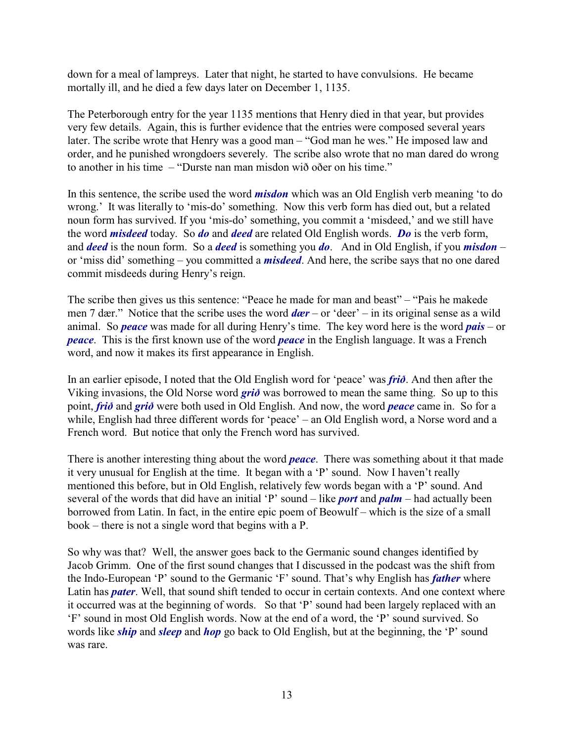down for a meal of lampreys. Later that night, he started to have convulsions. He became mortally ill, and he died a few days later on December 1, 1135.

The Peterborough entry for the year 1135 mentions that Henry died in that year, but provides very few details. Again, this is further evidence that the entries were composed several years later. The scribe wrote that Henry was a good man – "God man he wes." He imposed law and order, and he punished wrongdoers severely. The scribe also wrote that no man dared do wrong to another in his time – "Durste nan man misdon wið oðer on his time."

In this sentence, the scribe used the word ***misdon*** which was an Old English verb meaning 'to do wrong.' It was literally to 'mis-do' something. Now this verb form has died out, but a related noun form has survived. If you 'mis-do' something, you commit a 'misdeed,' and we still have the word ***misdeed*** today. So ***do*** and ***deed*** are related Old English words. ***Do*** is the verb form, and ***deed*** is the noun form. So a ***deed*** is something you ***do***. And in Old English, if you ***misdon*** – or 'miss did' something – you committed a ***misdeed***. And here, the scribe says that no one dared commit misdeeds during Henry's reign.

The scribe then gives us this sentence: "Peace he made for man and beast" – "Pais he makede men 7 dær." Notice that the scribe uses the word ***dær*** – or 'deer' – in its original sense as a wild animal. So ***peace*** was made for all during Henry's time. The key word here is the word ***pais*** – or ***peace***. This is the first known use of the word ***peace*** in the English language. It was a French word, and now it makes its first appearance in English.

In an earlier episode, I noted that the Old English word for 'peace' was ***frið***. And then after the Viking invasions, the Old Norse word ***grið*** was borrowed to mean the same thing. So up to this point, ***frið*** and ***grið*** were both used in Old English. And now, the word ***peace*** came in. So for a while, English had three different words for 'peace' – an Old English word, a Norse word and a French word. But notice that only the French word has survived.

There is another interesting thing about the word ***peace***. There was something about it that made it very unusual for English at the time. It began with a 'P' sound. Now I haven't really mentioned this before, but in Old English, relatively few words began with a 'P' sound. And several of the words that did have an initial 'P' sound – like ***port*** and ***palm*** – had actually been borrowed from Latin. In fact, in the entire epic poem of Beowulf – which is the size of a small book – there is not a single word that begins with a P.

So why was that? Well, the answer goes back to the Germanic sound changes identified by Jacob Grimm. One of the first sound changes that I discussed in the podcast was the shift from the Indo-European 'P' sound to the Germanic 'F' sound. That's why English has ***father*** where Latin has ***pater***. Well, that sound shift tended to occur in certain contexts. And one context where it occurred was at the beginning of words. So that 'P' sound had been largely replaced with an 'F' sound in most Old English words. Now at the end of a word, the 'P' sound survived. So words like ***ship*** and ***sleep*** and ***hop*** go back to Old English, but at the beginning, the 'P' sound was rare.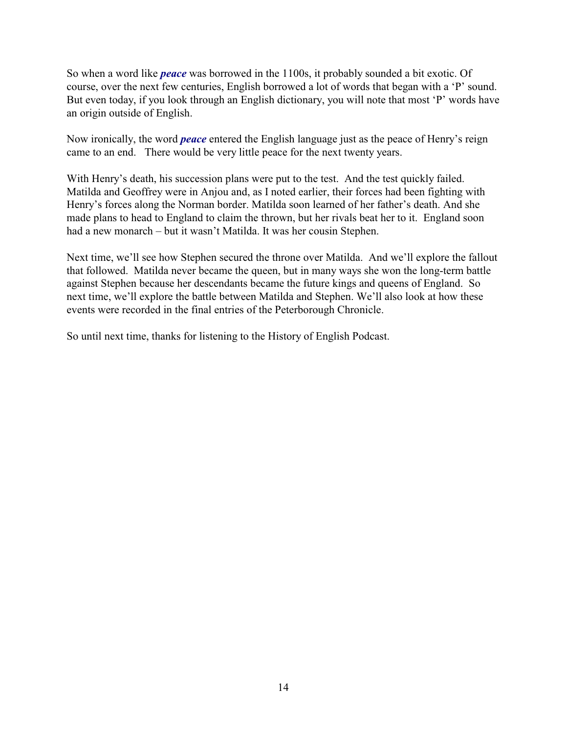So when a word like ***peace*** was borrowed in the 1100s, it probably sounded a bit exotic. Of course, over the next few centuries, English borrowed a lot of words that began with a 'P' sound. But even today, if you look through an English dictionary, you will note that most 'P' words have an origin outside of English.

Now ironically, the word ***peace*** entered the English language just as the peace of Henry's reign came to an end. There would be very little peace for the next twenty years.

With Henry's death, his succession plans were put to the test. And the test quickly failed. Matilda and Geoffrey were in Anjou and, as I noted earlier, their forces had been fighting with Henry's forces along the Norman border. Matilda soon learned of her father's death. And she made plans to head to England to claim the thrown, but her rivals beat her to it. England soon had a new monarch – but it wasn't Matilda. It was her cousin Stephen.

Next time, we'll see how Stephen secured the throne over Matilda. And we'll explore the fallout that followed. Matilda never became the queen, but in many ways she won the long-term battle against Stephen because her descendants became the future kings and queens of England. So next time, we'll explore the battle between Matilda and Stephen. We'll also look at how these events were recorded in the final entries of the Peterborough Chronicle.

So until next time, thanks for listening to the History of English Podcast.